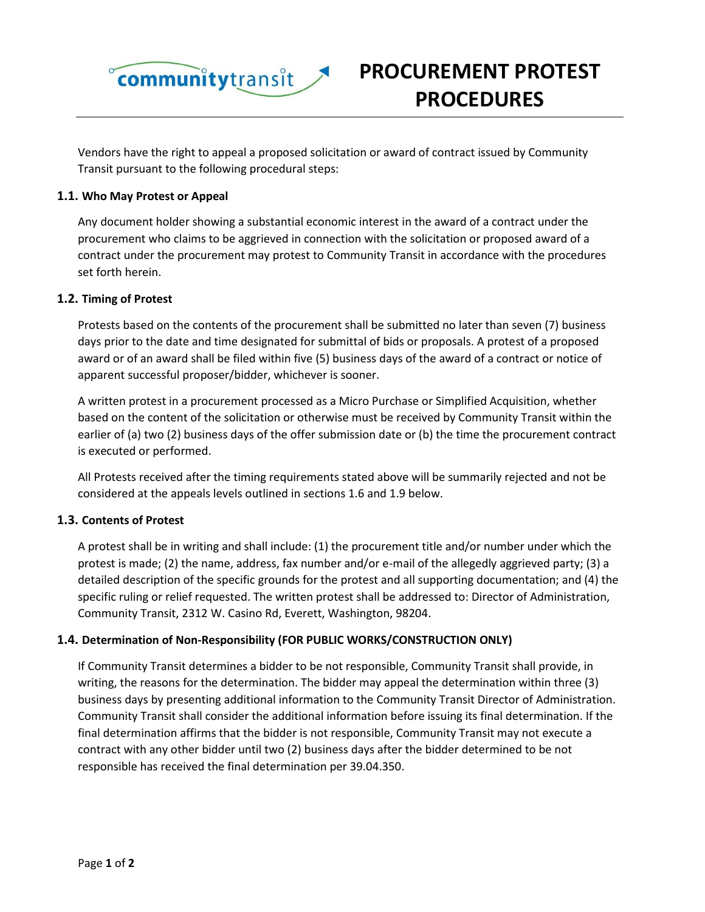# PROCUREMENT PROTEST PROCEDURES

Vendors have the right to appeal a proposed solicitation or award of contract issued by Community Transit pursuant to the following procedural steps:

### 1.1. Who May Protest or Appeal

Any document holder showing a substantial economic interest in the award of a contract under the procurement who claims to be aggrieved in connection with the solicitation or proposed award of a contract under the procurement may protest to Community Transit in accordance with the procedures set forth herein.

### 1.2. Timing of Protest

Protests based on the contents of the procurement shall be submitted no later than seven (7) business days prior to the date and time designated for submittal of bids or proposals. A protest of a proposed award or of an award shall be filed within five (5) business days of the award of a contract or notice of apparent successful proposer/bidder, whichever is sooner.

A written protest in a procurement processed as a Micro Purchase or Simplified Acquisition, whether based on the content of the solicitation or otherwise must be received by Community Transit within the earlier of (a) two (2) business days of the offer submission date or (b) the time the procurement contract is executed or performed.

All Protests received after the timing requirements stated above will be summarily rejected and not be considered at the appeals levels outlined in sections 1.6 and 1.9 below.

### 1.3. Contents of Protest

A protest shall be in writing and shall include: (1) the procurement title and/or number under which the protest is made; (2) the name, address, fax number and/or e-mail of the allegedly aggrieved party; (3) a detailed description of the specific grounds for the protest and all supporting documentation; and (4) the specific ruling or relief requested. The written protest shall be addressed to: Director of Administration, Community Transit, 2312 W. Casino Rd, Everett, Washington, 98204.

### 1.4. Determination of Non-Responsibility (FOR PUBLIC WORKS/CONSTRUCTION ONLY)

If Community Transit determines a bidder to be not responsible, Community Transit shall provide, in writing, the reasons for the determination. The bidder may appeal the determination within three (3) business days by presenting additional information to the Community Transit Director of Administration. Community Transit shall consider the additional information before issuing its final determination. If the final determination affirms that the bidder is not responsible, Community Transit may not execute a contract with any other bidder until two (2) business days after the bidder determined to be not responsible has received the final determination per 39.04.350.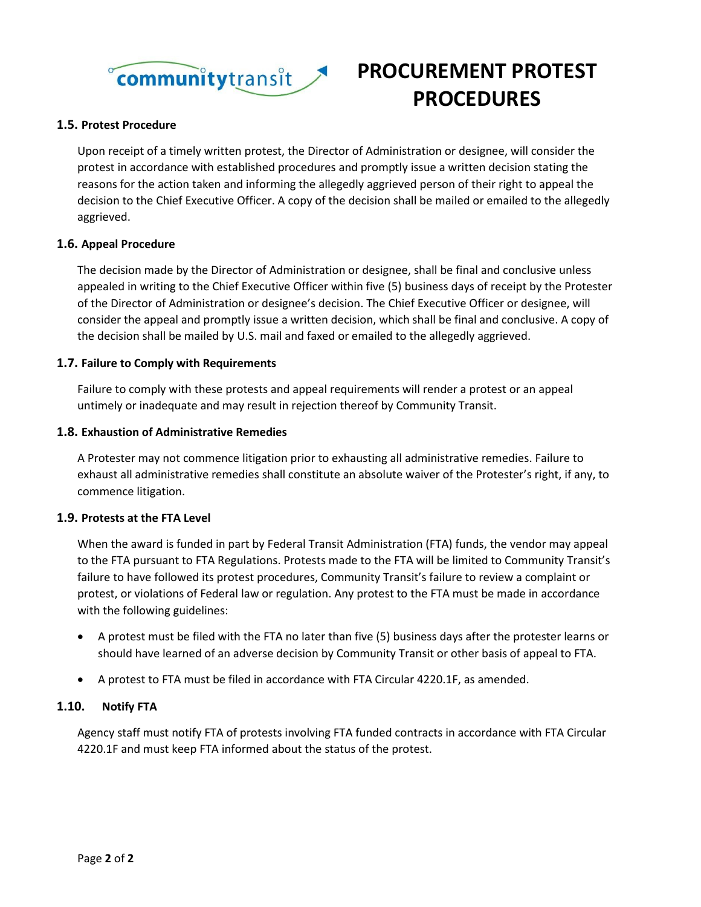# PROCUREMENT PROTEST PROCEDURES

### 1.5. Protest Procedure

Upon receipt of a timely written protest, the Director of Administration or designee, will consider the protest in accordance with established procedures and promptly issue a written decision stating the reasons for the action taken and informing the allegedly aggrieved person of their right to appeal the decision to the Chief Executive Officer. A copy of the decision shall be mailed or emailed to the allegedly aggrieved.

### 1.6. Appeal Procedure

The decision made by the Director of Administration or designee, shall be final and conclusive unless appealed in writing to the Chief Executive Officer within five (5) business days of receipt by the Protester of the Director of Administration or designee's decision. The Chief Executive Officer or designee, will consider the appeal and promptly issue a written decision, which shall be final and conclusive. A copy of the decision shall be mailed by U.S. mail and faxed or emailed to the allegedly aggrieved.

### 1.7. Failure to Comply with Requirements

Failure to comply with these protests and appeal requirements will render a protest or an appeal untimely or inadequate and may result in rejection thereof by Community Transit.

### 1.8. Exhaustion of Administrative Remedies

A Protester may not commence litigation prior to exhausting all administrative remedies. Failure to exhaust all administrative remedies shall constitute an absolute waiver of the Protester's right, if any, to commence litigation.

### 1.9. Protests at the FTA Level

When the award is funded in part by Federal Transit Administration (FTA) funds, the vendor may appeal to the FTA pursuant to FTA Regulations. Protests made to the FTA will be limited to Community Transit's failure to have followed its protest procedures, Community Transit's failure to review a complaint or protest, or violations of Federal law or regulation. Any protest to the FTA must be made in accordance with the following guidelines:

- A protest must be filed with the FTA no later than five (5) business days after the protester learns or should have learned of an adverse decision by Community Transit or other basis of appeal to FTA.
- A protest to FTA must be filed in accordance with FTA Circular 4220.1F, as amended.

### 1.10. Notify FTA

Agency staff must notify FTA of protests involving FTA funded contracts in accordance with FTA Circular 4220.1F and must keep FTA informed about the status of the protest.